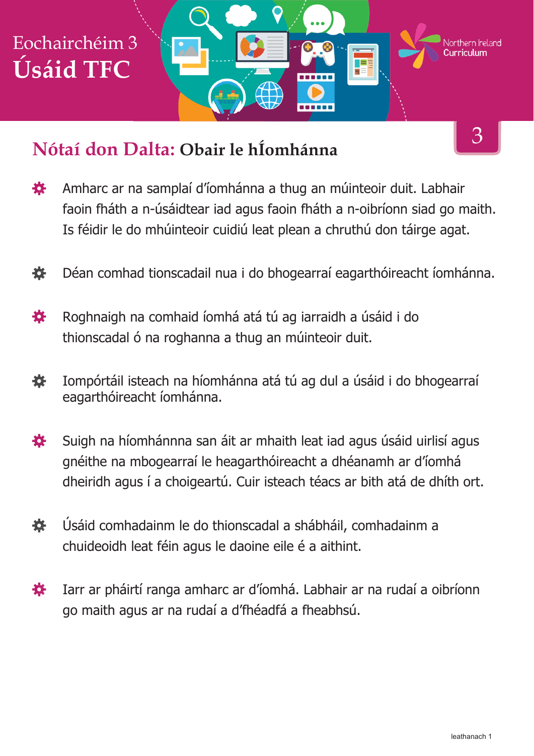Eochairchéim 3

# Úsáid TFC

Northern Ireland Curriculum

3

## Nótaí don Dalta: Obair le hÍomhánna

- Amharc ar na samplaí d'íomhánna a thug an múinteoir duit. Labhair faoin fháth a n-úsáidtear iad agus faoin fháth a n-oibríonn siad go maith. Is féidir le do mhúinteoir cuidiú leat plean a chruthú don táirge agat.
- Déan comhad tionscadail nua i do bhogearraí eagarthóireacht íomhánna.
- Roghnaigh na comhaid íomhá atá tú ag iarraidh a úsáid i do thionscadal ó na roghanna a thug an múinteoir duit.
- Iompórtáil isteach na híomhánna atá tú ag dul a úsáid i do bhogearraí eagarthóireacht íomhánna.
- Suigh na híomhánnna san áit ar mhaith leat iad agus úsáid uirlisí agus gnéithe na mbogearraí le heagarthóireacht a dhéanamh ar d'íomhá dheiridh agus í a choigeartú. Cuir isteach téacs ar bith atá de dhíth ort.
- Úsáid comhadainm le do thionscadal a shábháil, comhadainm a chuideoidh leat féin agus le daoine eile é a aithint.
- Iarr ar pháirtí ranga amharc ar d'íomhá. Labhair ar na rudaí a oibríonn go maith agus ar na rudaí a d'fhéadfá a fheabhsú.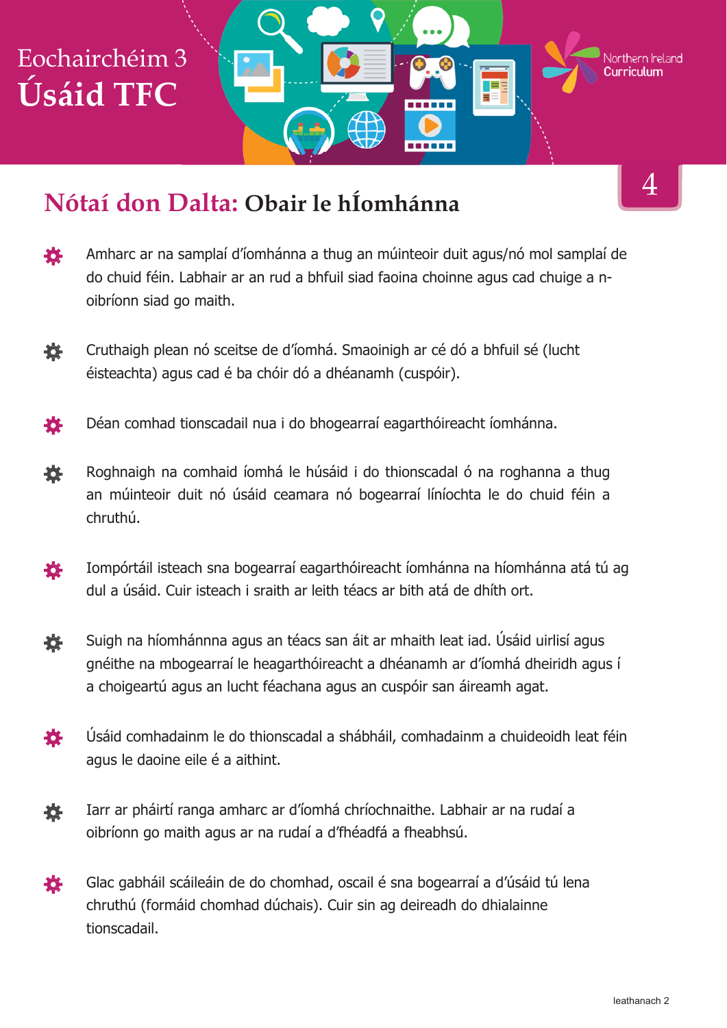# Eochairchéim 3
# Úsáid TFC

Northern Ireland Curriculum

4

## Nótaí don Dalta: Obair le hÍomhánna

- Amharc ar na samplaí d'íomhánna a thug an múinteoir duit agus/nó mol samplaí de do chuid féin. Labhair ar an rud a bhfuil siad faoina choinne agus cad chuige a n-oibríonn siad go maith.
- Cruthaigh plean nó sceitse de d'íomhá. Smaoinigh ar cé dó a bhfuil sé (lucht éisteachta) agus cad é ba chóir dó a dhéanamh (cuspóir).
- Déan comhad tionscadail nua i do bhogearraí eagarthóireacht íomhánna.
- Roghnaigh na comhaid íomhá le húsáid i do thionscadal ó na roghanna a thug an múinteoir duit nó úsáid ceamara nó bogearraí líníochta le do chuid féin a chruthú.
- Iompórtáil isteach sna bogearraí eagarthóireacht íomhánna na híomhánna atá tú ag dul a úsáid. Cuir isteach i sraith ar leith téacs ar bith atá de dhíth ort.
- Suigh na híomhánnna agus an téacs san áit ar mhaith leat iad. Úsáid uirlisí agus gnéithe na mbogearraí le heagarthóireacht a dhéanamh ar d'íomhá dheiridh agus í a choigeartú agus an lucht féachana agus an cuspóir san áireamh agat.
- Úsáid comhadainm le do thionscadal a shábháil, comhadainm a chuideoidh leat féin agus le daoine eile é a aithint.
- Iarr ar pháirtí ranga amharc ar d'íomhá chríochnaithe. Labhair ar na rudaí a oibríonn go maith agus ar na rudaí a d'fhéadfá a fheabhsú.
- Glac gabháil scáileáin de do chomhad, oscail é sna bogearraí a d'úsáid tú lena chruthú (formáid chomhad dúchais). Cuir sin ag deireadh do dhialainne tionscadail.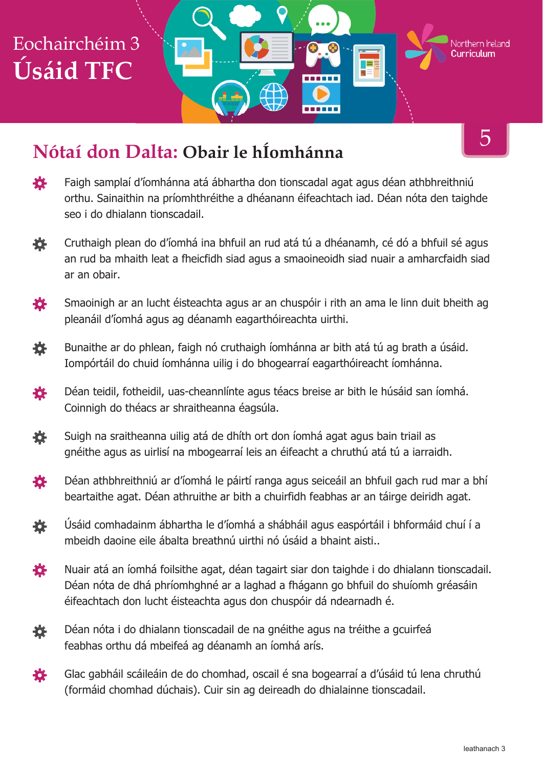# Eochairchéim 3
# Úsáid TFC

5

## Nótaí don Dalta: Obair le hÍomhánna

- Faigh samplaí d'íomhánna atá ábhartha don tionscadal agat agus déan athbhreithniú orthu. Sainaithin na príomhthréithe a dhéanann éifeachtach iad. Déan nóta den taighde seo i do dhialann tionscadail.
- Cruthaigh plean do d'íomhá ina bhfuil an rud atá tú a dhéanamh, cé dó a bhfuil sé agus an rud ba mhaith leat a fheicfidh siad agus a smaoineoidh siad nuair a amharcfaidh siad ar an obair.
- Smaoinigh ar an lucht éisteachta agus ar an chuspóir i rith an ama le linn duit bheith ag pleanáil d'íomhá agus ag déanamh eagarthóireachta uirthi.
- Bunaithe ar do phlean, faigh nó cruthaigh íomhánna ar bith atá tú ag brath a úsáid. Iompórtáil do chuid íomhánna uilig i do bhogearraí eagarthóireacht íomhánna.
- Déan teidil, fotheidil, uas-cheannlínte agus téacs breise ar bith le húsáid san íomhá. Coinnigh do théacs ar shraitheanna éagsúla.
- Suigh na sraitheanna uilig atá de dhíth ort don íomhá agat agus bain triail as gnéithe agus as uirlisí na mbogearraí leis an éifeacht a chruthú atá tú a iarraidh.
- Déan athbhreithniú ar d'íomhá le páirtí ranga agus seiceáil an bhfuil gach rud mar a bhí beartaithe agat. Déan athruithe ar bith a chuirfidh feabhas ar an táirge deiridh agat.
- Úsáid comhadainm ábhartha le d'íomhá a shábháil agus easpórtáil i bhformáid chuí í a mbeidh daoine eile ábalta breathnú uirthi nó úsáid a bhaint aisti..
- Nuair atá an íomhá foilsithe agat, déan tagairt siar don taighde i do dhialann tionscadail. Déan nóta de dhá phríomhghné ar a laghad a fhágann go bhfuil do shuíomh gréasáin éifeachtach don lucht éisteachta agus don chuspóir dá ndearnadh é.
- Déan nóta i do dhialann tionscadail de na gnéithe agus na tréithe a gcuirfeá feabhas orthu dá mbeifeá ag déanamh an íomhá arís.
- Glac gabháil scáileáin de do chomhad, oscail é sna bogearraí a d'úsáid tú lena chruthú (formáid chomhad dúchais). Cuir sin ag deireadh do dhialainne tionscadail.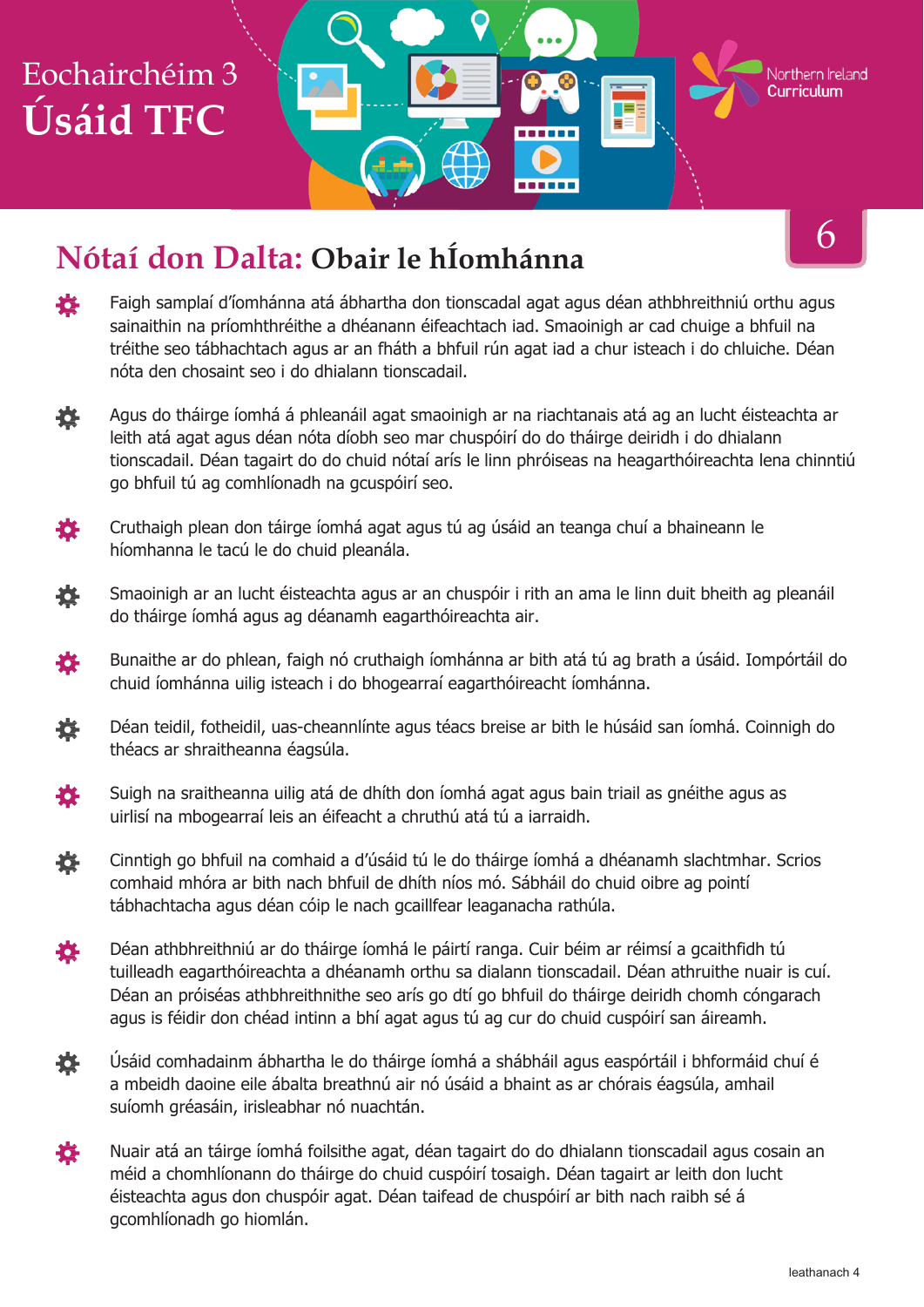# Eochairchéim 3
# Úsáid TFC

Northern Ireland Curriculum

6

## Nótaí don Dalta: Obair le hÍomhánna

- Faigh samplaí d'íomhánna atá ábhartha don tionscadal agat agus déan athbhreithniú orthu agus sainaithin na príomhthréithe a dhéanann éifeachtach iad. Smaoinigh ar cad chuige a bhfuil na tréithe seo tábhachtach agus ar an fháth a bhfuil rún agat iad a chur isteach i do chluiche. Déan nóta den chosaint seo i do dhialann tionscadail.
- Agus do tháirge íomhá á phleanáil agat smaoinigh ar na riachtanais atá ag an lucht éisteachta ar leith atá agat agus déan nóta díobh seo mar chuspóirí do do tháirge deiridh i do dhialann tionscadail. Déan tagairt do do chuid nótaí arís le linn phróiseas na heagarthóireachta lena chinntiú go bhfuil tú ag comhlíonadh na gcuspóirí seo.
- Cruthaigh plean don táirge íomhá agat agus tú ag úsáid an teanga chuí a bhaineann le híomhanna le tacú le do chuid pleanála.
- Smaoinigh ar an lucht éisteachta agus ar an chuspóir i rith an ama le linn duit bheith ag pleanáil do tháirge íomhá agus ag déanamh eagarthóireachta air.
- Bunaithe ar do phlean, faigh nó cruthaigh íomhánna ar bith atá tú ag brath a úsáid. Iompórtáil do chuid íomhánna uilig isteach i do bhogearraí eagarthóireacht íomhánna.
- Déan teidil, fotheidil, uas-cheannlínte agus téacs breise ar bith le húsáid san íomhá. Coinnigh do théacs ar shraitheanna éagsúla.
- Suigh na sraitheanna uilig atá de dhíth don íomhá agat agus bain triail as gnéithe agus as uirlisí na mbogearraí leis an éifeacht a chruthú atá tú a iarraidh.
- Cinntigh go bhfuil na comhaid a d'úsáid tú le do tháirge íomhá a dhéanamh slachtmhar. Scrios comhaid mhóra ar bith nach bhfuil de dhíth níos mó. Sábháil do chuid oibre ag pointí tábhachtacha agus déan cóip le nach gcaillfear leaganacha rathúla.
- Déan athbhreithniú ar do tháirge íomhá le páirtí ranga. Cuir béim ar réimsí a gcaithfidh tú tuilleadh eagarthóireachta a dhéanamh orthu sa dialann tionscadail. Déan athruithe nuair is cuí. Déan an próiséas athbhreithnithe seo arís go dtí go bhfuil do tháirge deiridh chomh cóngarach agus is féidir don chéad intinn a bhí agat agus tú ag cur do chuid cuspóirí san áireamh.
- Úsáid comhadainm ábhartha le do tháirge íomhá a shábháil agus easpórtáil i bhformáid chuí é a mbeidh daoine eile ábalta breathnú air nó úsáid a bhaint as ar chórais éagsúla, amhail suíomh gréasáin, irisleabhar nó nuachtán.
- Nuair atá an táirge íomhá foilsithe agat, déan tagairt do do dhialann tionscadail agus cosain an méid a chomhlíonann do tháirge do chuid cuspóirí tosaigh. Déan tagairt ar leith don lucht éisteachta agus don chuspóir agat. Déan taifead de chuspóirí ar bith nach raibh sé á gcomhlíonadh go hiomlán.